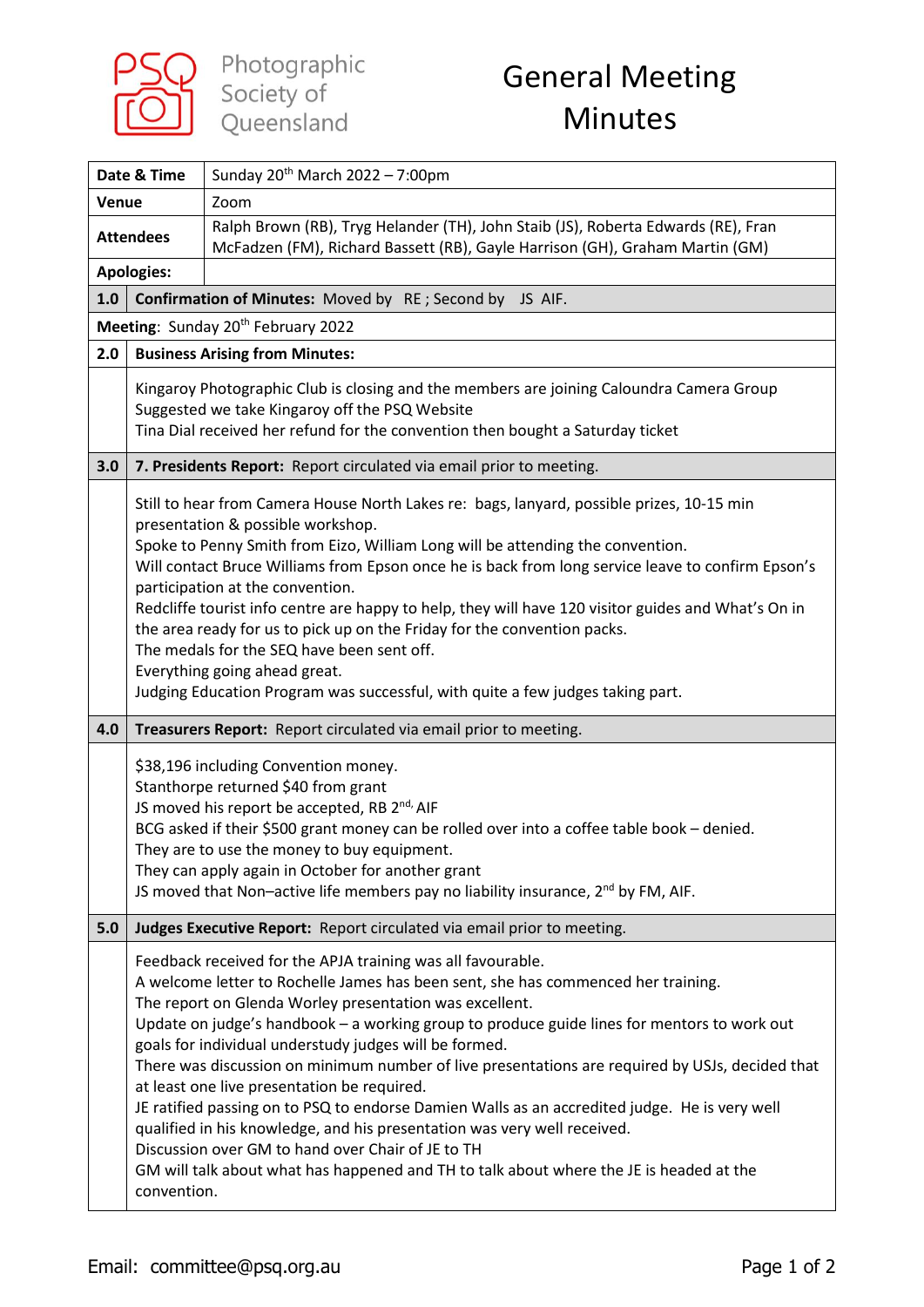Photographic Society of Queensland

# General Meeting Minutes

| | |
|---|---|
| **Date & Time** | Sunday 20th March 2022 – 7:00pm |
| **Venue** | Zoom |
| **Attendees** | Ralph Brown (RB), Tryg Helander (TH), John Staib (JS), Roberta Edwards (RE), Fran McFadzen (FM), Richard Bassett (RB), Gayle Harrison (GH), Graham Martin (GM) |
| **Apologies:** | |

**1.0 Confirmation of Minutes:** Moved by RE ; Second by JS AIF.

**Meeting**: Sunday 20th February 2022

**2.0 Business Arising from Minutes:**

Kingaroy Photographic Club is closing and the members are joining Caloundra Camera Group
Suggested we take Kingaroy off the PSQ Website
Tina Dial received her refund for the convention then bought a Saturday ticket

**3.0 7. Presidents Report:** Report circulated via email prior to meeting.

Still to hear from Camera House North Lakes re: bags, lanyard, possible prizes, 10-15 min presentation & possible workshop.
Spoke to Penny Smith from Eizo, William Long will be attending the convention.
Will contact Bruce Williams from Epson once he is back from long service leave to confirm Epson's participation at the convention.
Redcliffe tourist info centre are happy to help, they will have 120 visitor guides and What's On in the area ready for us to pick up on the Friday for the convention packs.
The medals for the SEQ have been sent off.
Everything going ahead great.
Judging Education Program was successful, with quite a few judges taking part.

**4.0 Treasurers Report:** Report circulated via email prior to meeting.

$38,196 including Convention money.
Stanthorpe returned $40 from grant
JS moved his report be accepted, RB 2nd, AIF
BCG asked if their $500 grant money can be rolled over into a coffee table book – denied.
They are to use the money to buy equipment.
They can apply again in October for another grant
JS moved that Non–active life members pay no liability insurance, 2nd by FM, AIF.

**5.0 Judges Executive Report:** Report circulated via email prior to meeting.

Feedback received for the APJA training was all favourable.
A welcome letter to Rochelle James has been sent, she has commenced her training.
The report on Glenda Worley presentation was excellent.
Update on judge's handbook – a working group to produce guide lines for mentors to work out goals for individual understudy judges will be formed.
There was discussion on minimum number of live presentations are required by USJs, decided that at least one live presentation be required.
JE ratified passing on to PSQ to endorse Damien Walls as an accredited judge. He is very well qualified in his knowledge, and his presentation was very well received.
Discussion over GM to hand over Chair of JE to TH
GM will talk about what has happened and TH to talk about where the JE is headed at the convention.

Email: committee@psq.org.au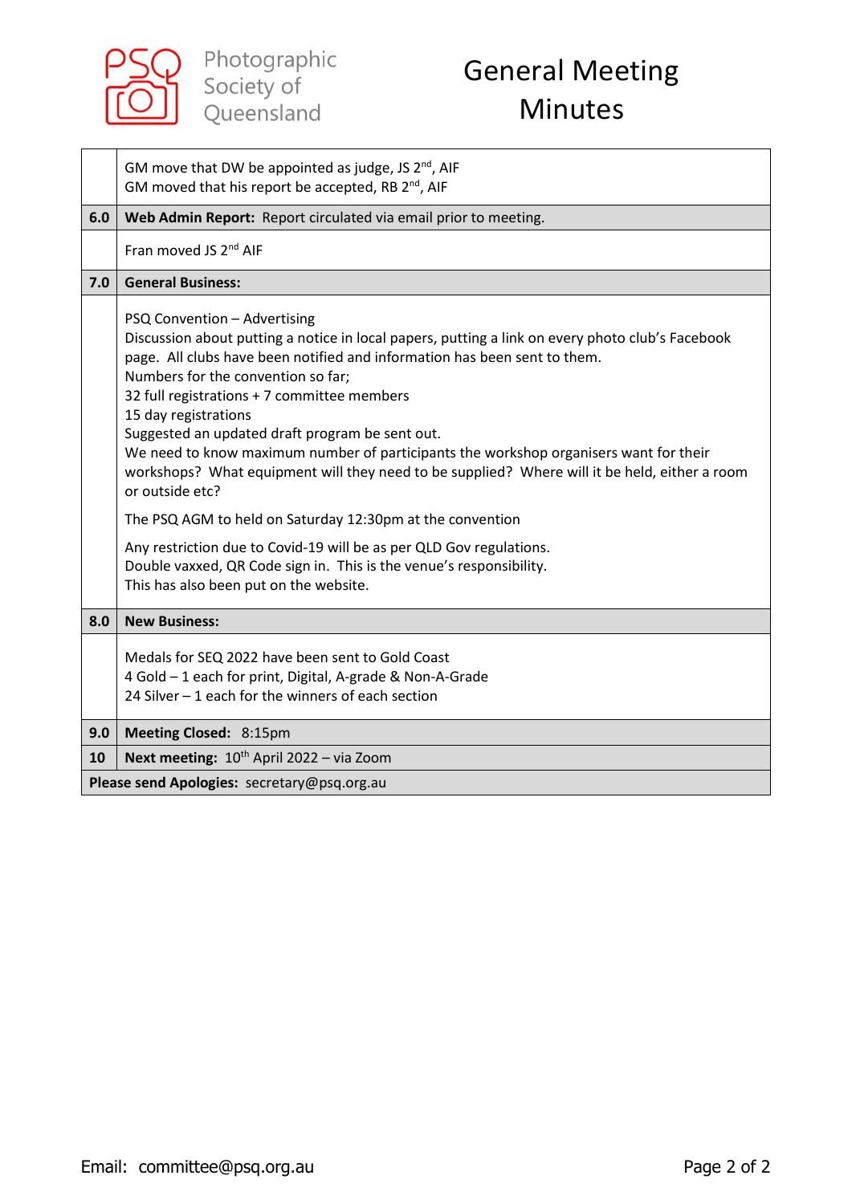# General Meeting Minutes

| | |
|---|---|
| | GM move that DW be appointed as judge, JS 2nd, AIF<br>GM moved that his report be accepted, RB 2nd, AIF |
| **6.0** | **Web Admin Report:** Report circulated via email prior to meeting. |
| | Fran moved JS 2nd AIF |
| **7.0** | **General Business:** |
| | PSQ Convention – Advertising<br>Discussion about putting a notice in local papers, putting a link on every photo club's Facebook page. All clubs have been notified and information has been sent to them.<br>Numbers for the convention so far;<br>32 full registrations + 7 committee members<br>15 day registrations<br>Suggested an updated draft program be sent out.<br>We need to know maximum number of participants the workshop organisers want for their workshops? What equipment will they need to be supplied? Where will it be held, either a room or outside etc?<br><br>The PSQ AGM to held on Saturday 12:30pm at the convention<br><br>Any restriction due to Covid-19 will be as per QLD Gov regulations.<br>Double vaxxed, QR Code sign in. This is the venue's responsibility.<br>This has also been put on the website. |
| **8.0** | **New Business:** |
| | Medals for SEQ 2022 have been sent to Gold Coast<br>4 Gold – 1 each for print, Digital, A-grade & Non-A-Grade<br>24 Silver – 1 each for the winners of each section |
| **9.0** | **Meeting Closed:** 8:15pm |
| **10** | **Next meeting:** 10th April 2022 – via Zoom |
| **Please send Apologies:** secretary@psq.org.au | |

Email: committee@psq.org.au